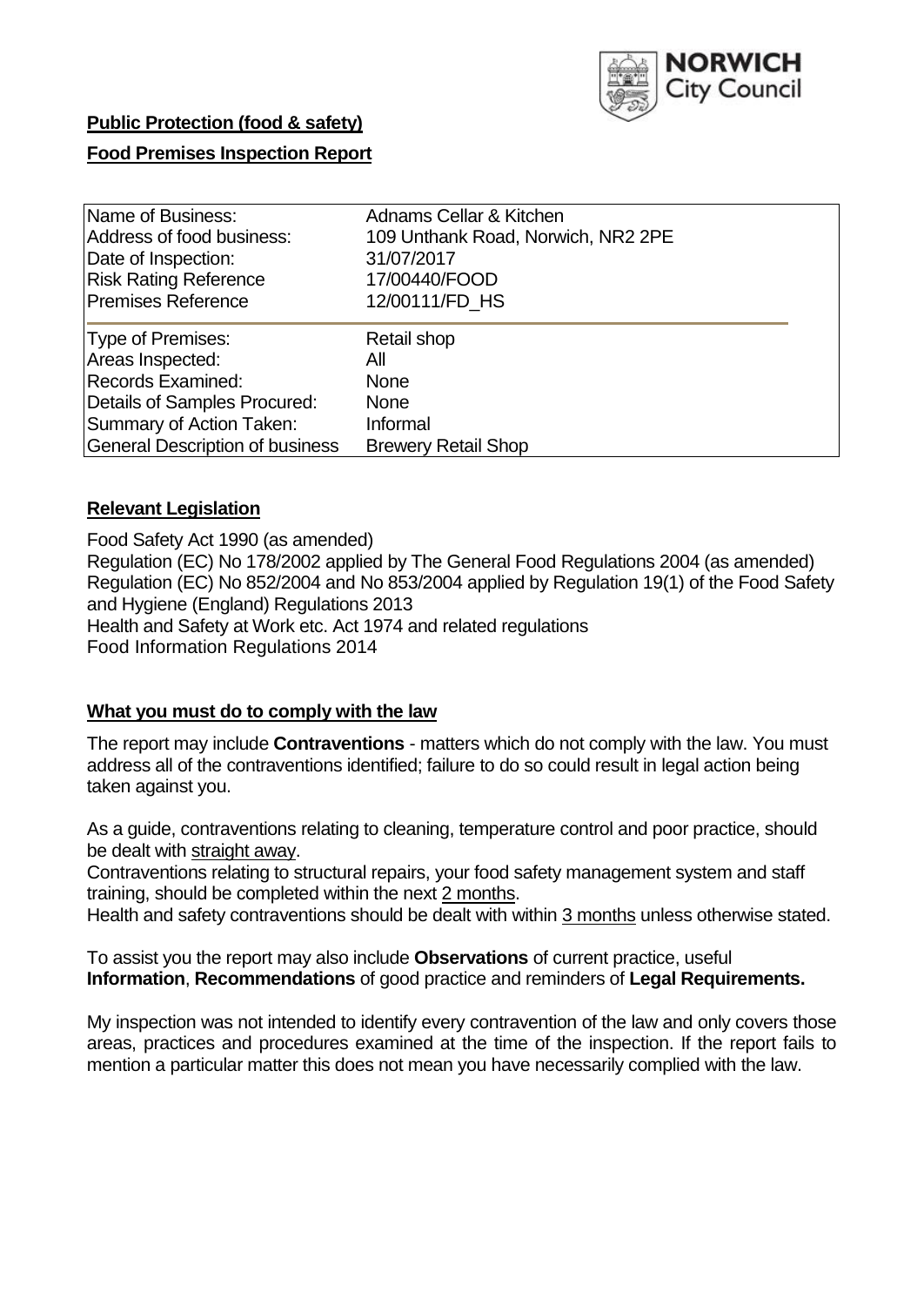**Public Protection (food & safety)**

**Food Premises Inspection Report**

| Name of Business: | Adnams Cellar & Kitchen |
| --- | --- |
| Address of food business: | 109 Unthank Road, Norwich, NR2 2PE |
| Date of Inspection: | 31/07/2017 |
| Risk Rating Reference | 17/00440/FOOD |
| Premises Reference | 12/00111/FD_HS |
| Type of Premises: | Retail shop |
| Areas Inspected: | All |
| Records Examined: | None |
| Details of Samples Procured: | None |
| Summary of Action Taken: | Informal |
| General Description of business | Brewery Retail Shop |

## Relevant Legislation

Food Safety Act 1990 (as amended)
Regulation (EC) No 178/2002 applied by The General Food Regulations 2004 (as amended)
Regulation (EC) No 852/2004 and No 853/2004 applied by Regulation 19(1) of the Food Safety and Hygiene (England) Regulations 2013
Health and Safety at Work etc. Act 1974 and related regulations
Food Information Regulations 2014

## What you must do to comply with the law

The report may include **Contraventions** - matters which do not comply with the law. You must address all of the contraventions identified; failure to do so could result in legal action being taken against you.

As a guide, contraventions relating to cleaning, temperature control and poor practice, should be dealt with straight away.
Contraventions relating to structural repairs, your food safety management system and staff training, should be completed within the next 2 months.
Health and safety contraventions should be dealt with within 3 months unless otherwise stated.

To assist you the report may also include **Observations** of current practice, useful **Information**, **Recommendations** of good practice and reminders of **Legal Requirements.**

My inspection was not intended to identify every contravention of the law and only covers those areas, practices and procedures examined at the time of the inspection. If the report fails to mention a particular matter this does not mean you have necessarily complied with the law.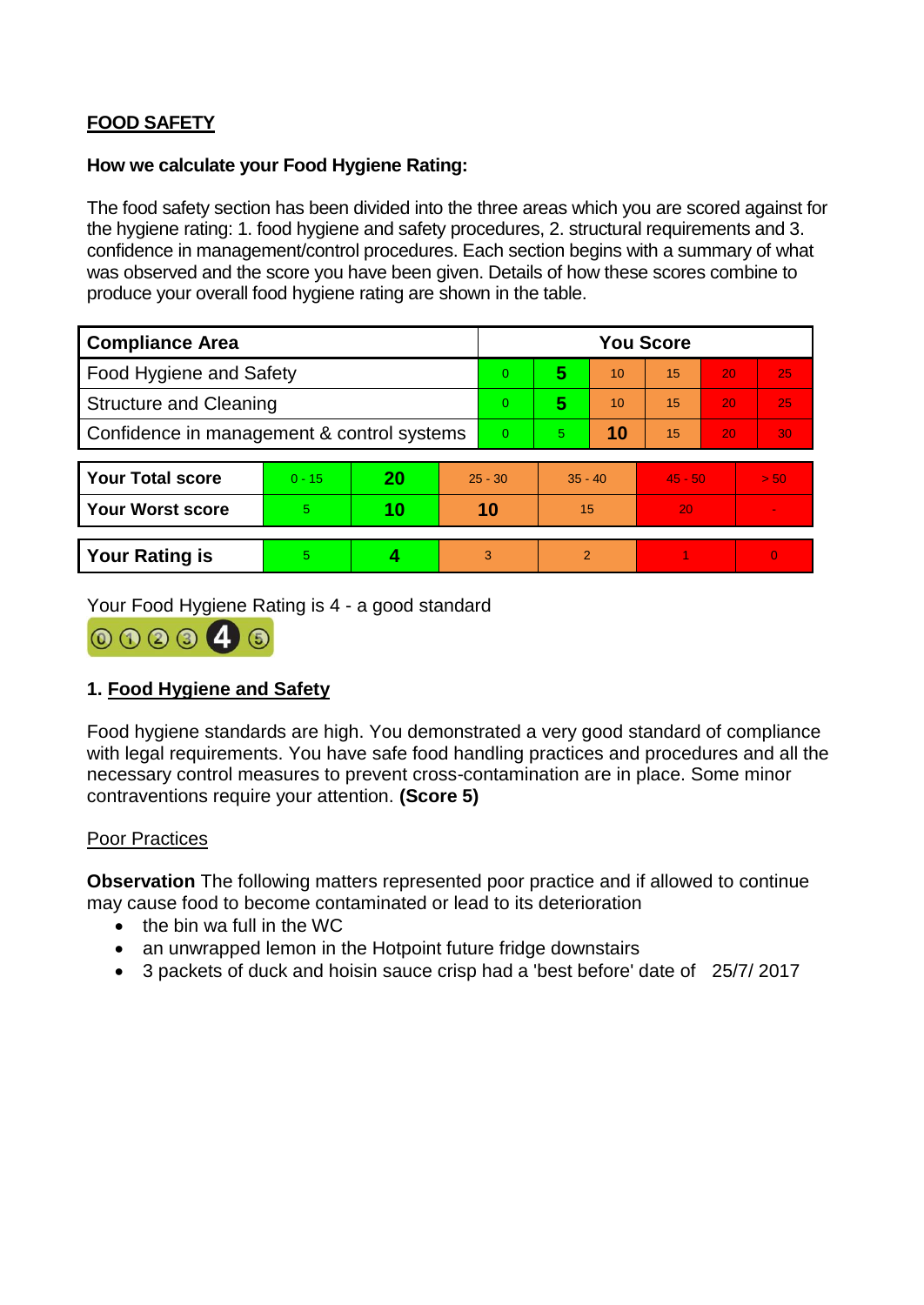## FOOD SAFETY

**How we calculate your Food Hygiene Rating:**

The food safety section has been divided into the three areas which you are scored against for the hygiene rating: 1. food hygiene and safety procedures, 2. structural requirements and 3. confidence in management/control procedures. Each section begins with a summary of what was observed and the score you have been given. Details of how these scores combine to produce your overall food hygiene rating are shown in the table.

| Compliance Area | You Score | | | | | |
|---|---|---|---|---|---|---|
| Food Hygiene and Safety | 0 | **5** | 10 | 15 | 20 | 25 |
| Structure and Cleaning | 0 | **5** | 10 | 15 | 20 | 25 |
| Confidence in management & control systems | 0 | 5 | **10** | 15 | 20 | 30 |

| | | | | | | |
|---|---|---|---|---|---|---|
| **Your Total score** | 0 - 15 | **20** | 25 - 30 | 35 - 40 | 45 - 50 | > 50 |
| **Your Worst score** | 5 | **10** | **10** | 15 | 20 | - |

| | | | | | | |
|---|---|---|---|---|---|---|
| **Your Rating is** | 5 | **4** | 3 | 2 | 1 | 0 |

Your Food Hygiene Rating is 4 - a good standard

### 1. Food Hygiene and Safety

Food hygiene standards are high. You demonstrated a very good standard of compliance with legal requirements. You have safe food handling practices and procedures and all the necessary control measures to prevent cross-contamination are in place. Some minor contraventions require your attention. **(Score 5)**

Poor Practices

**Observation** The following matters represented poor practice and if allowed to continue may cause food to become contaminated or lead to its deterioration

- the bin wa full in the WC
- an unwrapped lemon in the Hotpoint future fridge downstairs
- 3 packets of duck and hoisin sauce crisp had a 'best before' date of 25/7/ 2017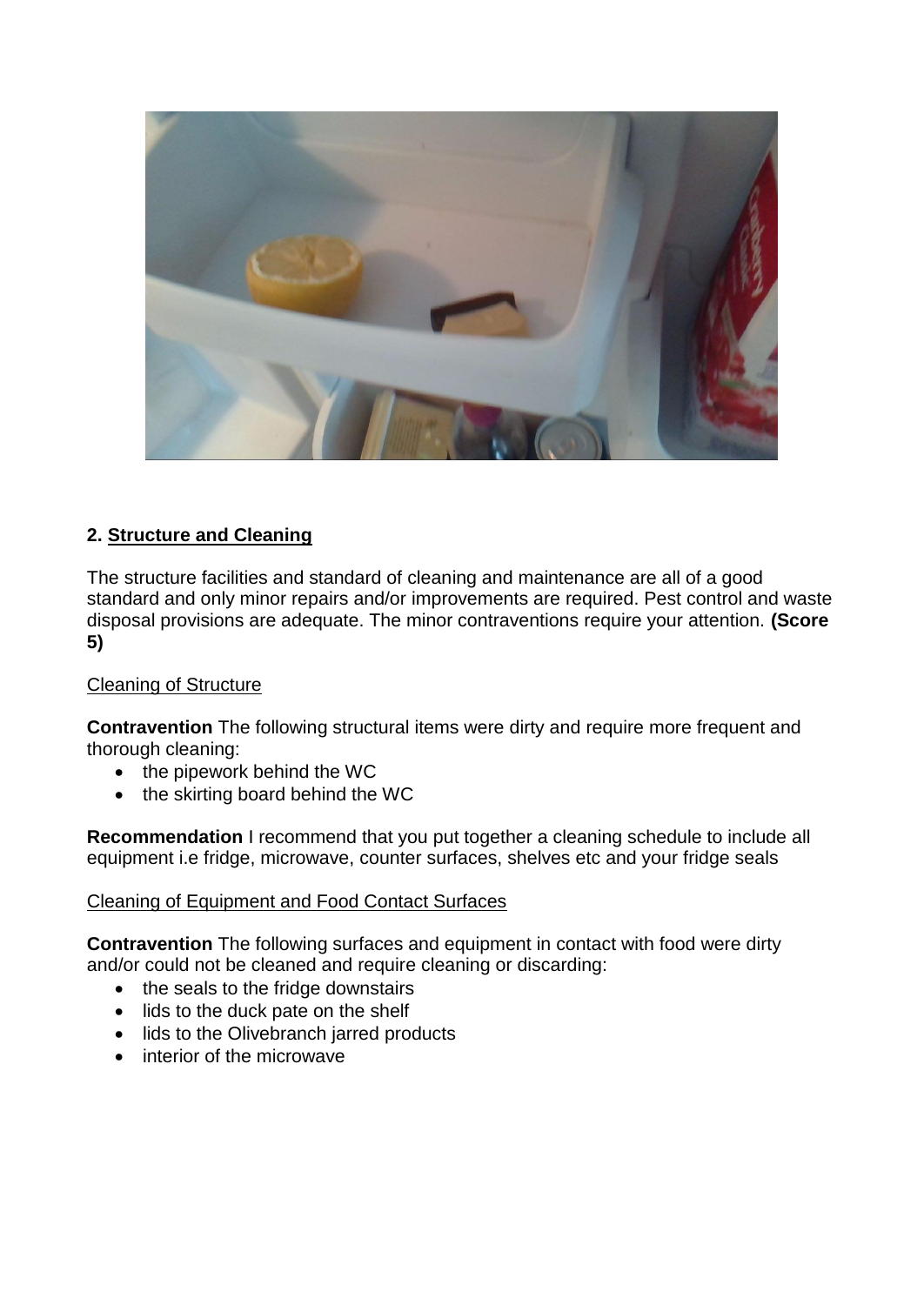## 2. Structure and Cleaning

The structure facilities and standard of cleaning and maintenance are all of a good standard and only minor repairs and/or improvements are required. Pest control and waste disposal provisions are adequate. The minor contraventions require your attention. **(Score 5)**

### Cleaning of Structure

**Contravention** The following structural items were dirty and require more frequent and thorough cleaning:

- the pipework behind the WC
- the skirting board behind the WC

**Recommendation** I recommend that you put together a cleaning schedule to include all equipment i.e fridge, microwave, counter surfaces, shelves etc and your fridge seals

### Cleaning of Equipment and Food Contact Surfaces

**Contravention** The following surfaces and equipment in contact with food were dirty and/or could not be cleaned and require cleaning or discarding:

- the seals to the fridge downstairs
- lids to the duck pate on the shelf
- lids to the Olivebranch jarred products
- interior of the microwave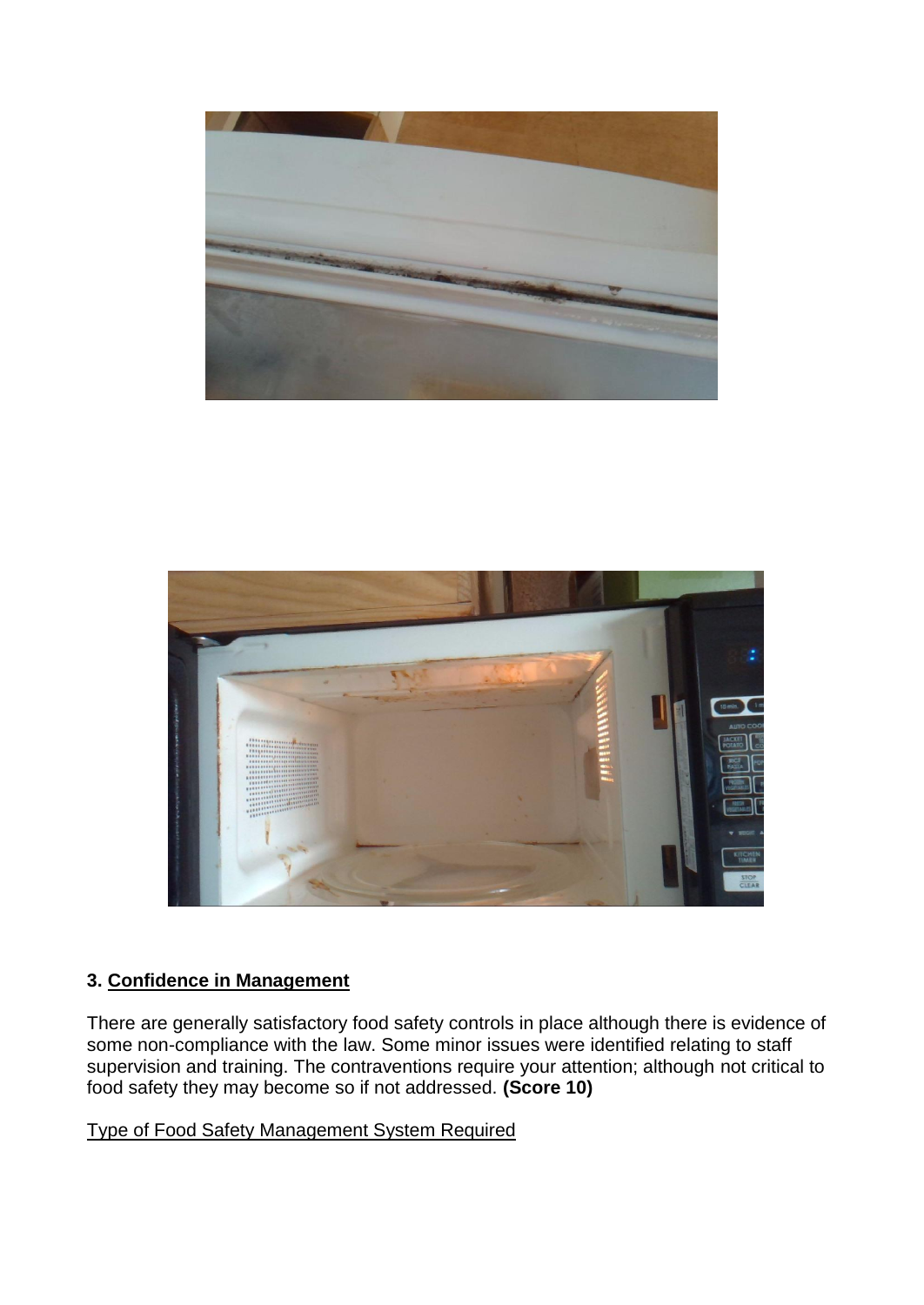### 3. Confidence in Management

There are generally satisfactory food safety controls in place although there is evidence of some non-compliance with the law. Some minor issues were identified relating to staff supervision and training. The contraventions require your attention; although not critical to food safety they may become so if not addressed. **(Score 10)**

Type of Food Safety Management System Required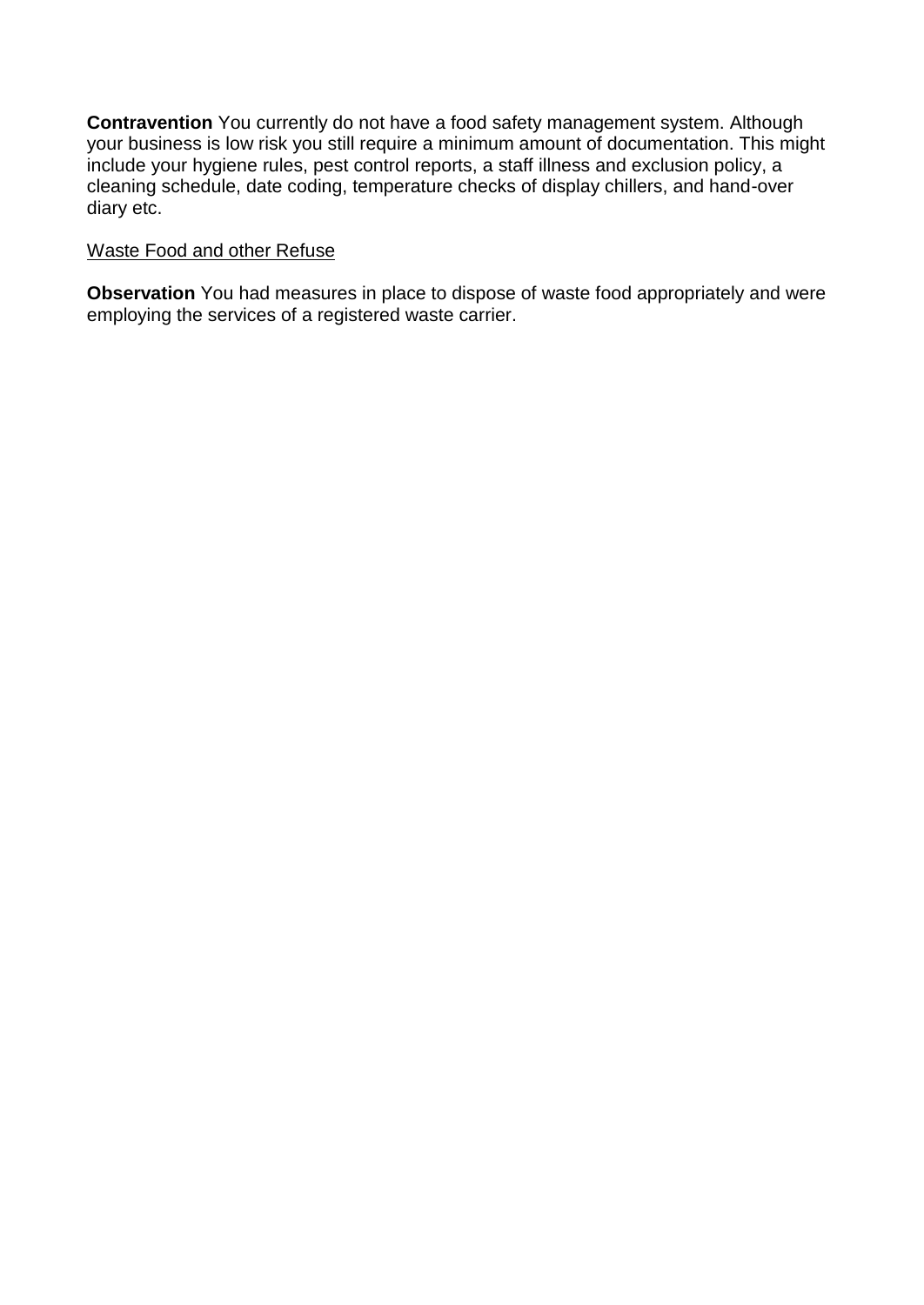**Contravention** You currently do not have a food safety management system. Although your business is low risk you still require a minimum amount of documentation. This might include your hygiene rules, pest control reports, a staff illness and exclusion policy, a cleaning schedule, date coding, temperature checks of display chillers, and hand-over diary etc.

<u>Waste Food and other Refuse</u>

**Observation** You had measures in place to dispose of waste food appropriately and were employing the services of a registered waste carrier.